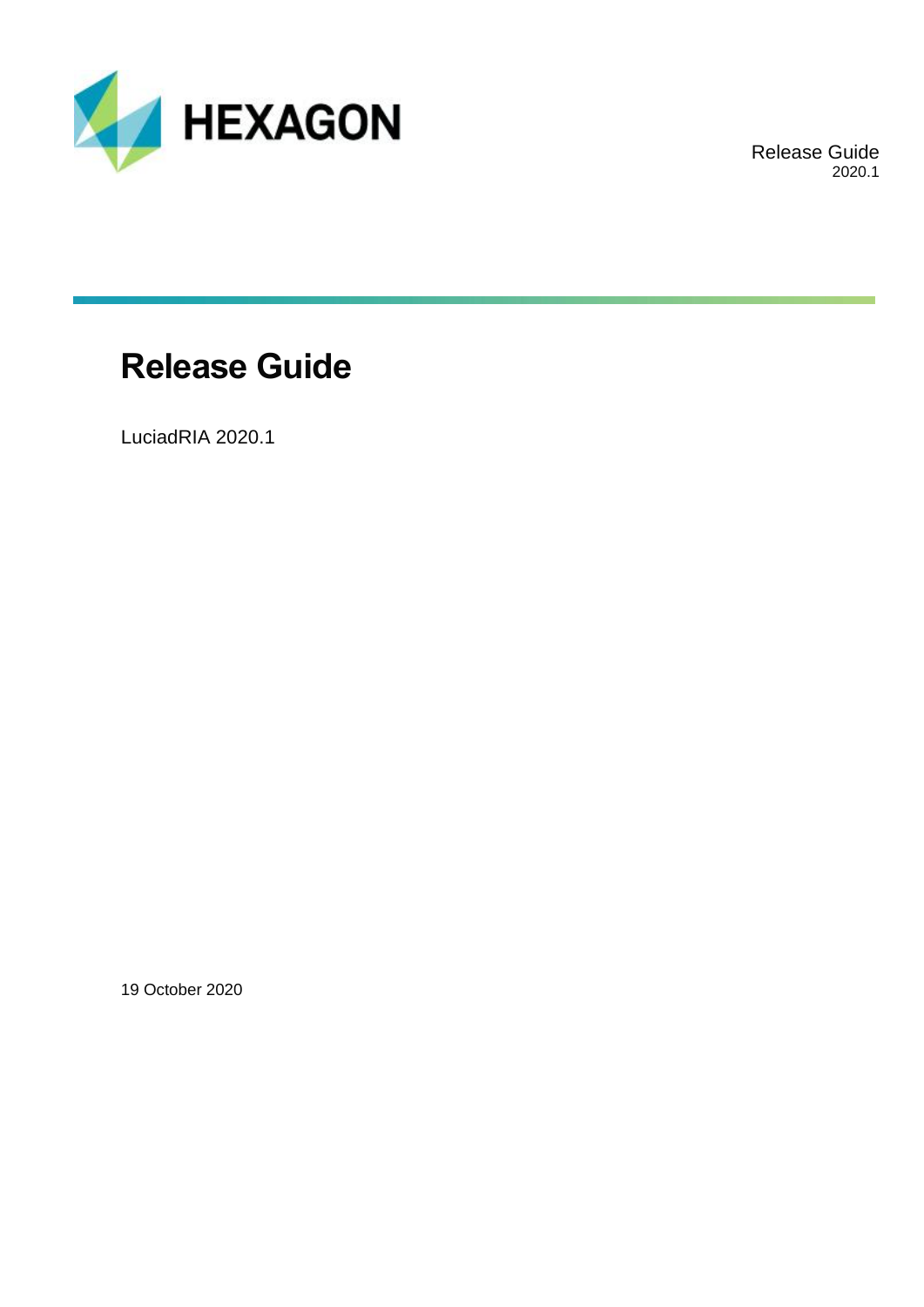HEXAGON

Release Guide
2020.1

# Release Guide

LuciadRIA 2020.1

19 October 2020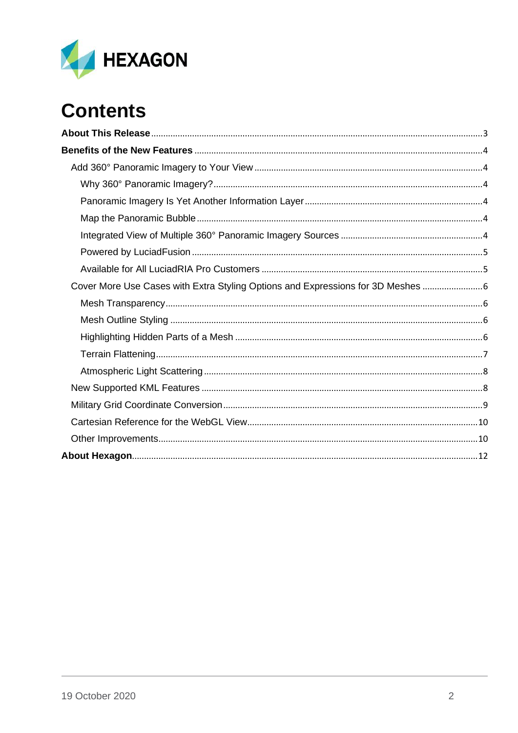# Contents

**About This Release** ........ 3

**Benefits of the New Features** ........ 4

- Add 360° Panoramic Imagery to Your View ........ 4
  - Why 360° Panoramic Imagery? ........ 4
  - Panoramic Imagery Is Yet Another Information Layer ........ 4
  - Map the Panoramic Bubble ........ 4
  - Integrated View of Multiple 360° Panoramic Imagery Sources ........ 4
  - Powered by LuciadFusion ........ 5
  - Available for All LuciadRIA Pro Customers ........ 5
- Cover More Use Cases with Extra Styling Options and Expressions for 3D Meshes ........ 6
  - Mesh Transparency ........ 6
  - Mesh Outline Styling ........ 6
  - Highlighting Hidden Parts of a Mesh ........ 6
  - Terrain Flattening ........ 7
  - Atmospheric Light Scattering ........ 8
- New Supported KML Features ........ 8
- Military Grid Coordinate Conversion ........ 9
- Cartesian Reference for the WebGL View ........ 10
- Other Improvements ........ 10

**About Hexagon** ........ 12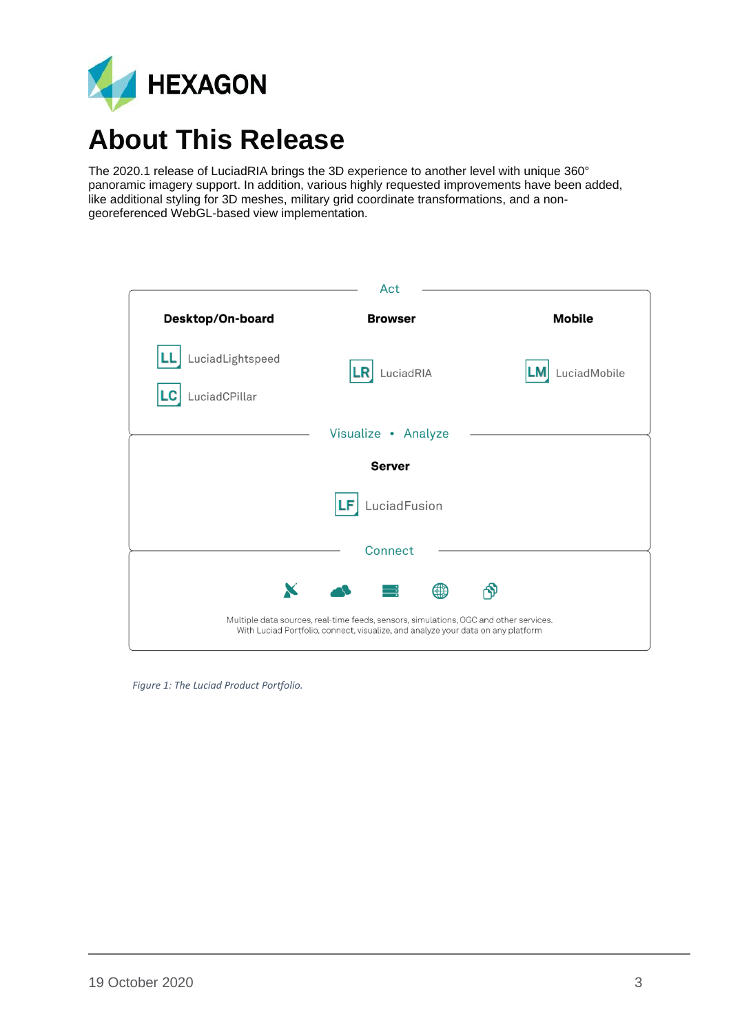# About This Release

The 2020.1 release of LuciadRIA brings the 3D experience to another level with unique 360° panoramic imagery support. In addition, various highly requested improvements have been added, like additional styling for 3D meshes, military grid coordinate transformations, and a non-georeferenced WebGL-based view implementation.

Act

| Desktop/On-board | Browser | Mobile |
| --- | --- | --- |
| LL LuciadLightspeed | LR LuciadRIA | LM LuciadMobile |
| LC LuciadCPillar | | |

Visualize • Analyze

**Server**

LF LuciadFusion

Connect

Multiple data sources, real-time feeds, sensors, simulations, OGC and other services.
With Luciad Portfolio, connect, visualize, and analyze your data on any platform

*Figure 1: The Luciad Product Portfolio.*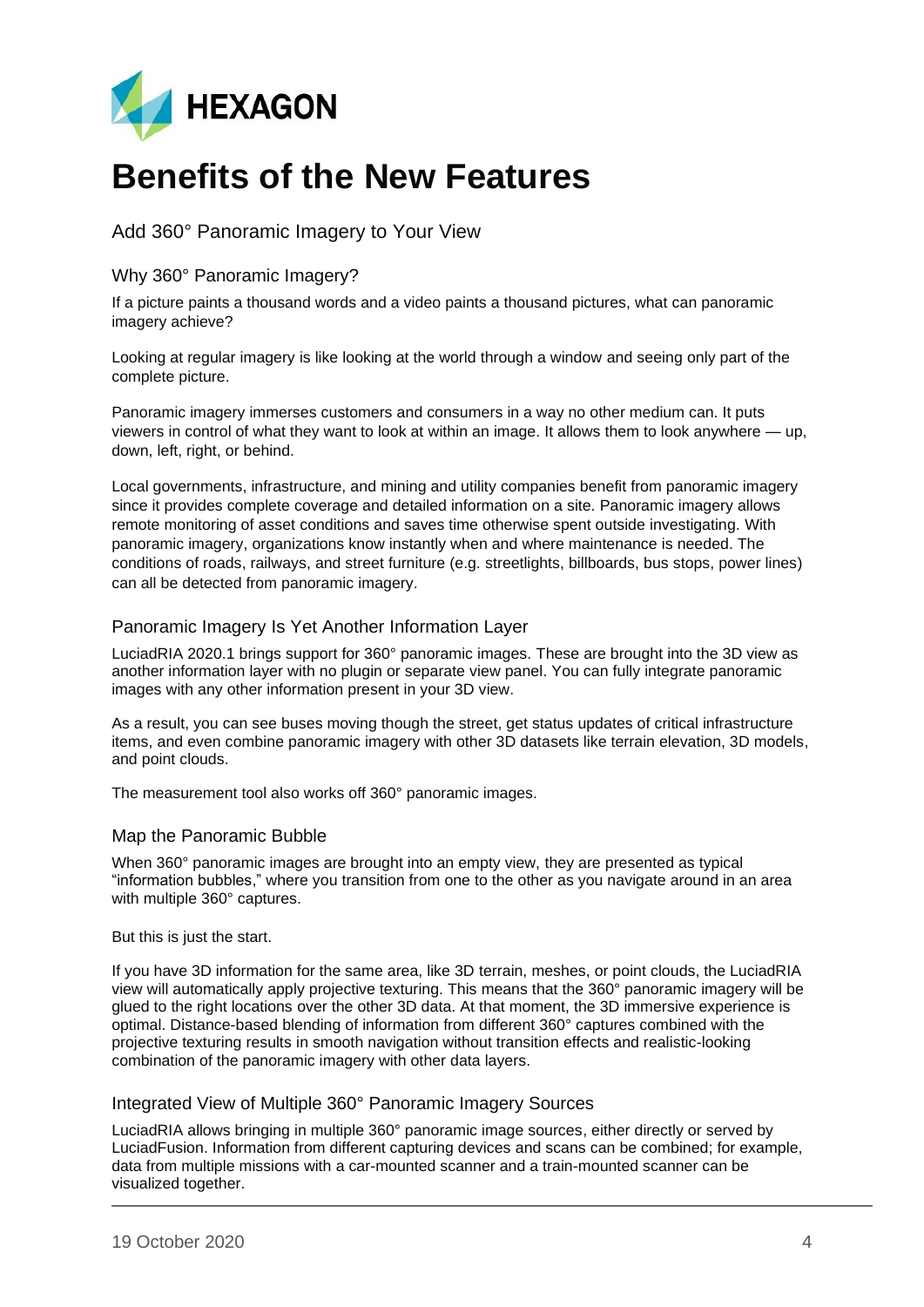# Benefits of the New Features

## Add 360° Panoramic Imagery to Your View

### Why 360° Panoramic Imagery?

If a picture paints a thousand words and a video paints a thousand pictures, what can panoramic imagery achieve?

Looking at regular imagery is like looking at the world through a window and seeing only part of the complete picture.

Panoramic imagery immerses customers and consumers in a way no other medium can. It puts viewers in control of what they want to look at within an image. It allows them to look anywhere — up, down, left, right, or behind.

Local governments, infrastructure, and mining and utility companies benefit from panoramic imagery since it provides complete coverage and detailed information on a site. Panoramic imagery allows remote monitoring of asset conditions and saves time otherwise spent outside investigating. With panoramic imagery, organizations know instantly when and where maintenance is needed. The conditions of roads, railways, and street furniture (e.g. streetlights, billboards, bus stops, power lines) can all be detected from panoramic imagery.

### Panoramic Imagery Is Yet Another Information Layer

LuciadRIA 2020.1 brings support for 360° panoramic images. These are brought into the 3D view as another information layer with no plugin or separate view panel. You can fully integrate panoramic images with any other information present in your 3D view.

As a result, you can see buses moving though the street, get status updates of critical infrastructure items, and even combine panoramic imagery with other 3D datasets like terrain elevation, 3D models, and point clouds.

The measurement tool also works off 360° panoramic images.

### Map the Panoramic Bubble

When 360° panoramic images are brought into an empty view, they are presented as typical "information bubbles," where you transition from one to the other as you navigate around in an area with multiple 360° captures.

But this is just the start.

If you have 3D information for the same area, like 3D terrain, meshes, or point clouds, the LuciadRIA view will automatically apply projective texturing. This means that the 360° panoramic imagery will be glued to the right locations over the other 3D data. At that moment, the 3D immersive experience is optimal. Distance-based blending of information from different 360° captures combined with the projective texturing results in smooth navigation without transition effects and realistic-looking combination of the panoramic imagery with other data layers.

### Integrated View of Multiple 360° Panoramic Imagery Sources

LuciadRIA allows bringing in multiple 360° panoramic image sources, either directly or served by LuciadFusion. Information from different capturing devices and scans can be combined; for example, data from multiple missions with a car-mounted scanner and a train-mounted scanner can be visualized together.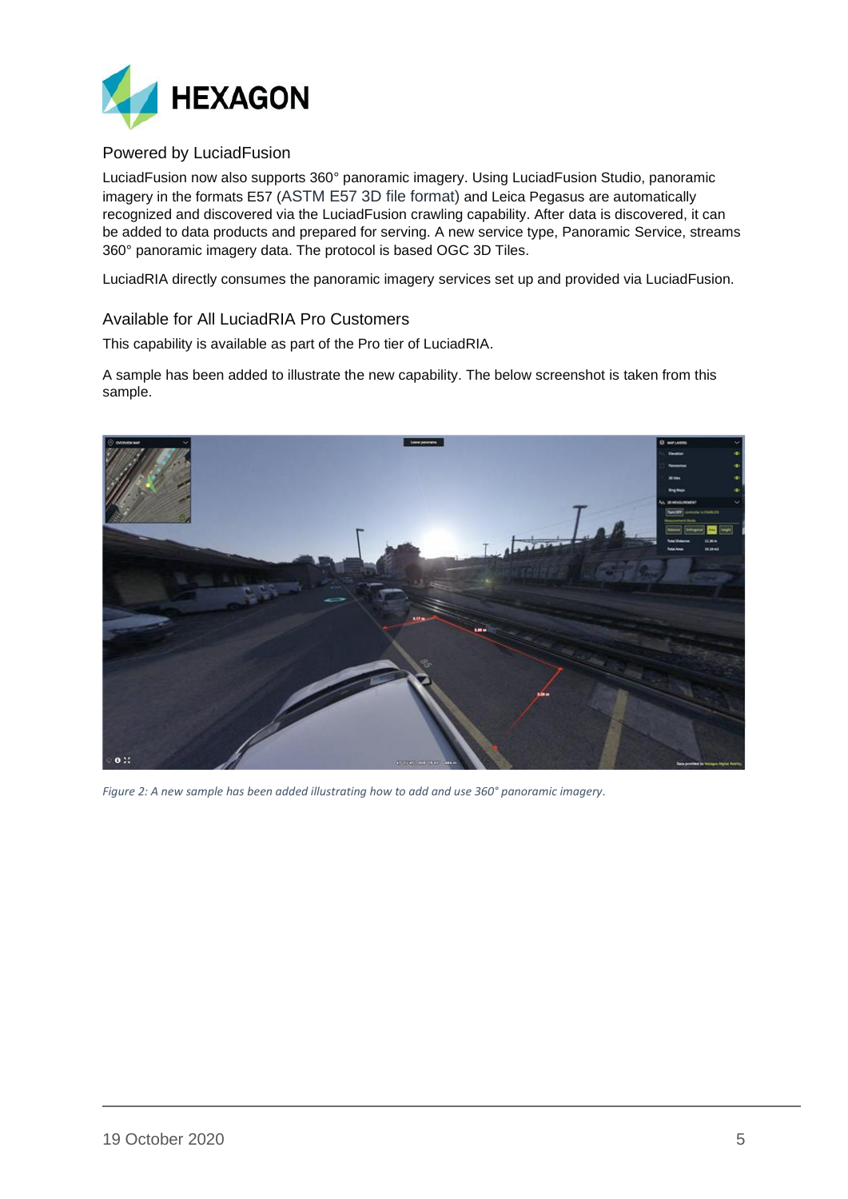## Powered by LuciadFusion

LuciadFusion now also supports 360° panoramic imagery. Using LuciadFusion Studio, panoramic imagery in the formats E57 (ASTM E57 3D file format) and Leica Pegasus are automatically recognized and discovered via the LuciadFusion crawling capability. After data is discovered, it can be added to data products and prepared for serving. A new service type, Panoramic Service, streams 360° panoramic imagery data. The protocol is based OGC 3D Tiles.

LuciadRIA directly consumes the panoramic imagery services set up and provided via LuciadFusion.

## Available for All LuciadRIA Pro Customers

This capability is available as part of the Pro tier of LuciadRIA.

A sample has been added to illustrate the new capability. The below screenshot is taken from this sample.

*Figure 2: A new sample has been added illustrating how to add and use 360° panoramic imagery.*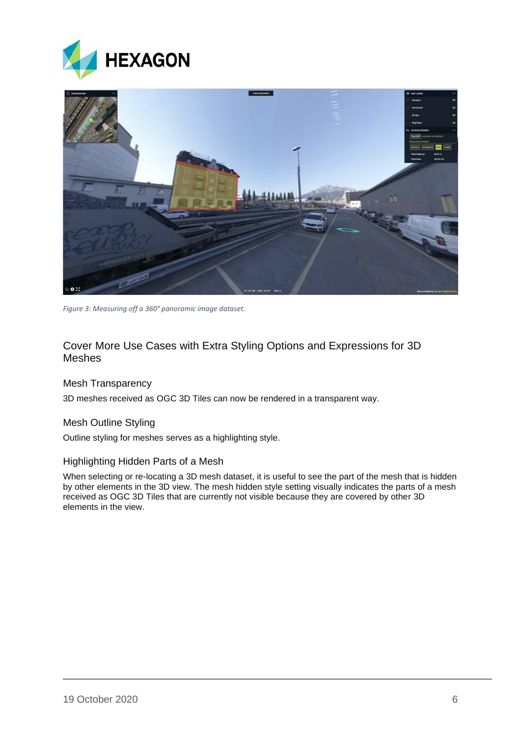*Figure 3: Measuring off a 360° panoramic image dataset.*

## Cover More Use Cases with Extra Styling Options and Expressions for 3D Meshes

### Mesh Transparency

3D meshes received as OGC 3D Tiles can now be rendered in a transparent way.

### Mesh Outline Styling

Outline styling for meshes serves as a highlighting style.

### Highlighting Hidden Parts of a Mesh

When selecting or re-locating a 3D mesh dataset, it is useful to see the part of the mesh that is hidden by other elements in the 3D view. The mesh hidden style setting visually indicates the parts of a mesh received as OGC 3D Tiles that are currently not visible because they are covered by other 3D elements in the view.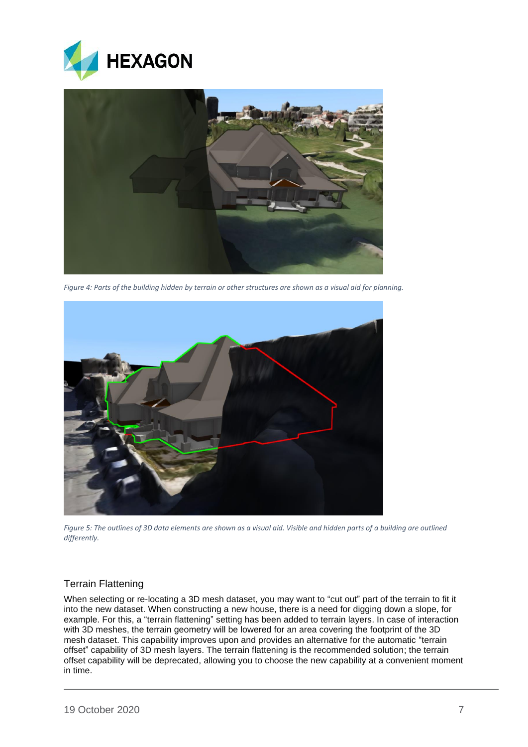*Figure 4: Parts of the building hidden by terrain or other structures are shown as a visual aid for planning.*

*Figure 5: The outlines of 3D data elements are shown as a visual aid. Visible and hidden parts of a building are outlined differently.*

## Terrain Flattening

When selecting or re-locating a 3D mesh dataset, you may want to “cut out” part of the terrain to fit it into the new dataset. When constructing a new house, there is a need for digging down a slope, for example. For this, a “terrain flattening” setting has been added to terrain layers. In case of interaction with 3D meshes, the terrain geometry will be lowered for an area covering the footprint of the 3D mesh dataset. This capability improves upon and provides an alternative for the automatic “terrain offset” capability of 3D mesh layers. The terrain flattening is the recommended solution; the terrain offset capability will be deprecated, allowing you to choose the new capability at a convenient moment in time.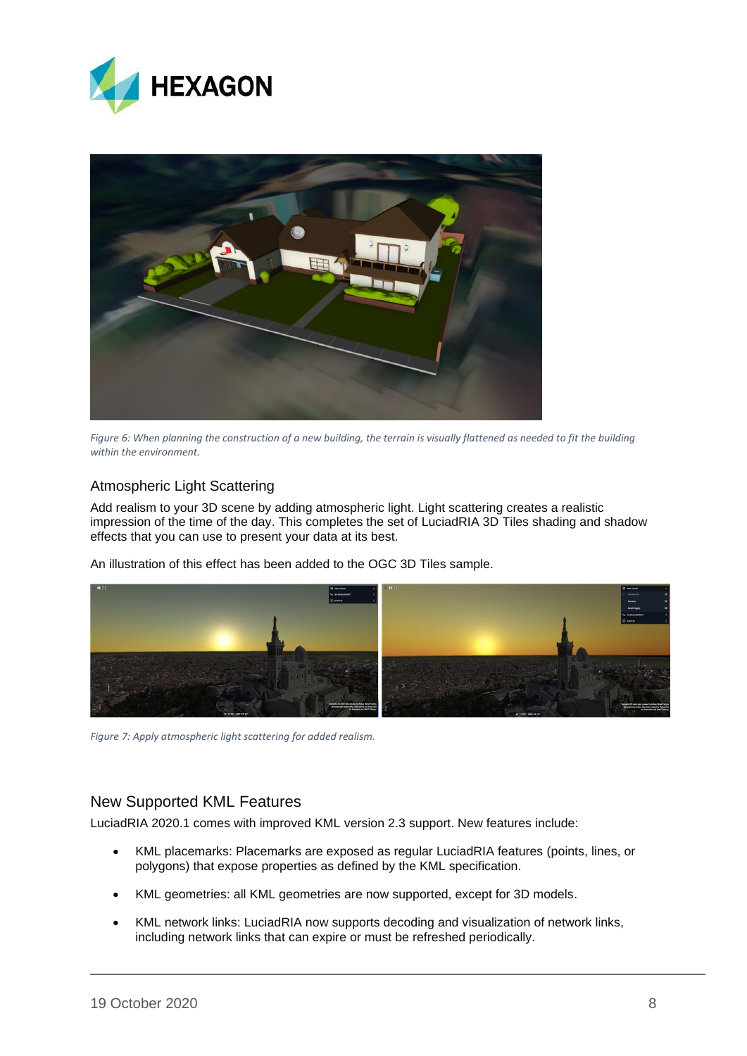*Figure 6: When planning the construction of a new building, the terrain is visually flattened as needed to fit the building within the environment.*

## Atmospheric Light Scattering

Add realism to your 3D scene by adding atmospheric light. Light scattering creates a realistic impression of the time of the day. This completes the set of LuciadRIA 3D Tiles shading and shadow effects that you can use to present your data at its best.

An illustration of this effect has been added to the OGC 3D Tiles sample.

*Figure 7: Apply atmospheric light scattering for added realism.*

## New Supported KML Features

LuciadRIA 2020.1 comes with improved KML version 2.3 support. New features include:

- KML placemarks: Placemarks are exposed as regular LuciadRIA features (points, lines, or polygons) that expose properties as defined by the KML specification.
- KML geometries: all KML geometries are now supported, except for 3D models.
- KML network links: LuciadRIA now supports decoding and visualization of network links, including network links that can expire or must be refreshed periodically.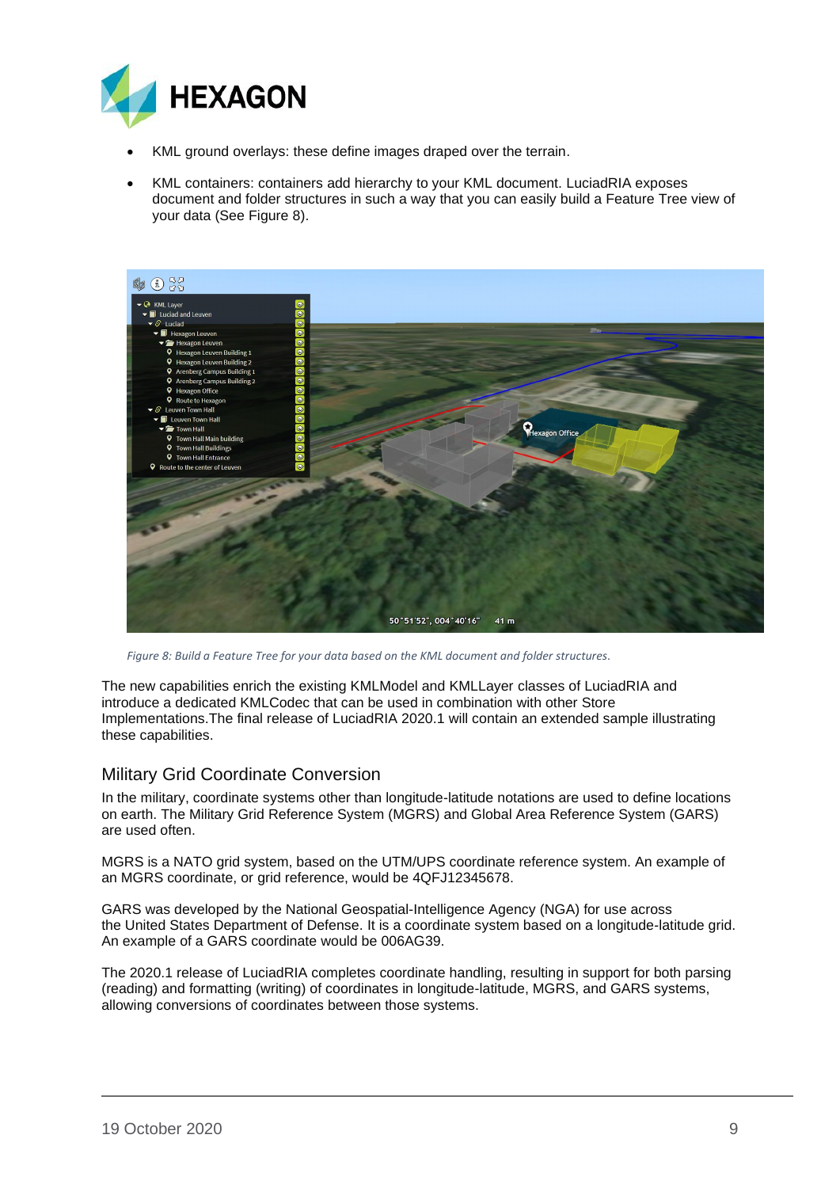- KML ground overlays: these define images draped over the terrain.
- KML containers: containers add hierarchy to your KML document. LuciadRIA exposes document and folder structures in such a way that you can easily build a Feature Tree view of your data (See Figure 8).

*Figure 8: Build a Feature Tree for your data based on the KML document and folder structures.*

The new capabilities enrich the existing KMLModel and KMLLayer classes of LuciadRIA and introduce a dedicated KMLCodec that can be used in combination with other Store Implementations.The final release of LuciadRIA 2020.1 will contain an extended sample illustrating these capabilities.

## Military Grid Coordinate Conversion

In the military, coordinate systems other than longitude-latitude notations are used to define locations on earth. The Military Grid Reference System (MGRS) and Global Area Reference System (GARS) are used often.

MGRS is a NATO grid system, based on the UTM/UPS coordinate reference system. An example of an MGRS coordinate, or grid reference, would be 4QFJ12345678.

GARS was developed by the National Geospatial-Intelligence Agency (NGA) for use across the United States Department of Defense. It is a coordinate system based on a longitude-latitude grid. An example of a GARS coordinate would be 006AG39.

The 2020.1 release of LuciadRIA completes coordinate handling, resulting in support for both parsing (reading) and formatting (writing) of coordinates in longitude-latitude, MGRS, and GARS systems, allowing conversions of coordinates between those systems.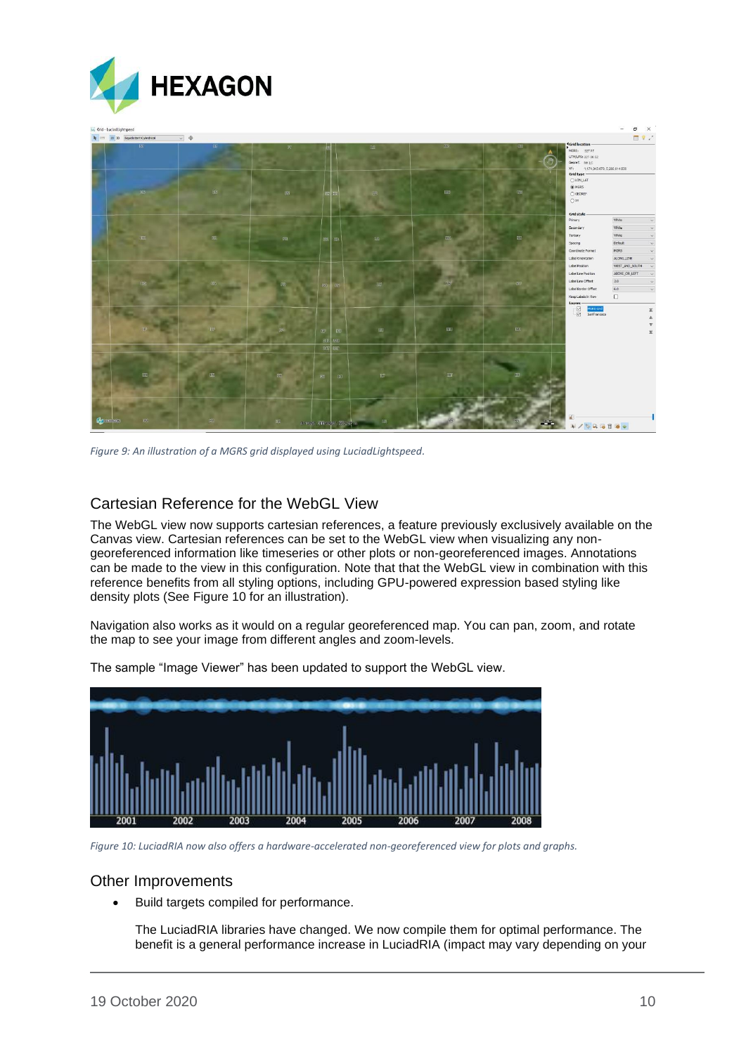*Figure 9: An illustration of a MGRS grid displayed using LuciadLightspeed.*

## Cartesian Reference for the WebGL View

The WebGL view now supports cartesian references, a feature previously exclusively available on the Canvas view. Cartesian references can be set to the WebGL view when visualizing any non-georeferenced information like timeseries or other plots or non-georeferenced images. Annotations can be made to the view in this configuration. Note that that the WebGL view in combination with this reference benefits from all styling options, including GPU-powered expression based styling like density plots (See Figure 10 for an illustration).

Navigation also works as it would on a regular georeferenced map. You can pan, zoom, and rotate the map to see your image from different angles and zoom-levels.

The sample "Image Viewer" has been updated to support the WebGL view.

*Figure 10: LuciadRIA now also offers a hardware-accelerated non-georeferenced view for plots and graphs.*

## Other Improvements

- Build targets compiled for performance.

  The LuciadRIA libraries have changed. We now compile them for optimal performance. The benefit is a general performance increase in LuciadRIA (impact may vary depending on your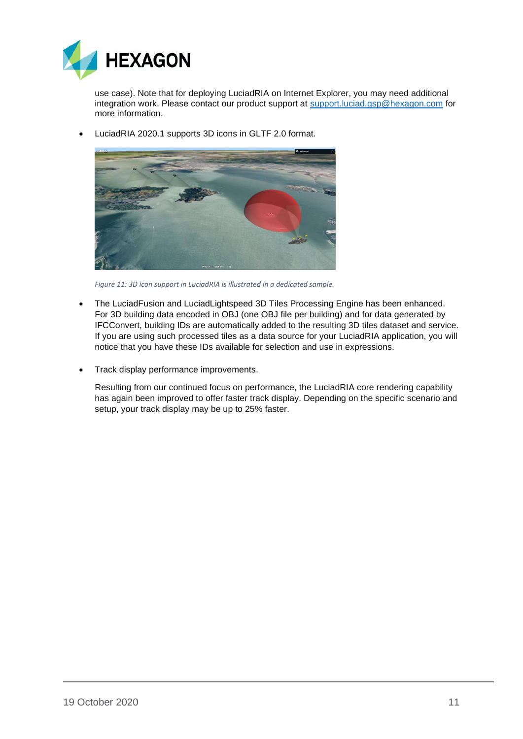use case). Note that for deploying LuciadRIA on Internet Explorer, you may need additional integration work. Please contact our product support at support.luciad.gsp@hexagon.com for more information.

- LuciadRIA 2020.1 supports 3D icons in GLTF 2.0 format.

*Figure 11: 3D icon support in LuciadRIA is illustrated in a dedicated sample.*

- The LuciadFusion and LuciadLightspeed 3D Tiles Processing Engine has been enhanced. For 3D building data encoded in OBJ (one OBJ file per building) and for data generated by IFCConvert, building IDs are automatically added to the resulting 3D tiles dataset and service. If you are using such processed tiles as a data source for your LuciadRIA application, you will notice that you have these IDs available for selection and use in expressions.

- Track display performance improvements.

  Resulting from our continued focus on performance, the LuciadRIA core rendering capability has again been improved to offer faster track display. Depending on the specific scenario and setup, your track display may be up to 25% faster.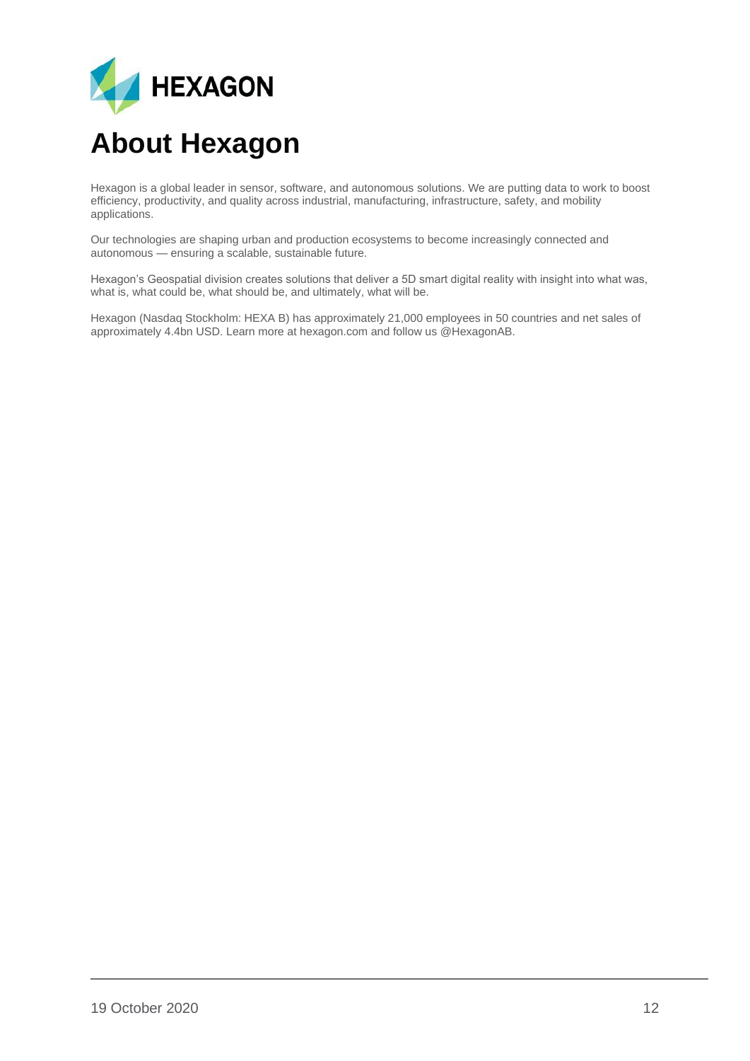# About Hexagon

Hexagon is a global leader in sensor, software, and autonomous solutions. We are putting data to work to boost efficiency, productivity, and quality across industrial, manufacturing, infrastructure, safety, and mobility applications.

Our technologies are shaping urban and production ecosystems to become increasingly connected and autonomous — ensuring a scalable, sustainable future.

Hexagon's Geospatial division creates solutions that deliver a 5D smart digital reality with insight into what was, what is, what could be, what should be, and ultimately, what will be.

Hexagon (Nasdaq Stockholm: HEXA B) has approximately 21,000 employees in 50 countries and net sales of approximately 4.4bn USD. Learn more at hexagon.com and follow us @HexagonAB.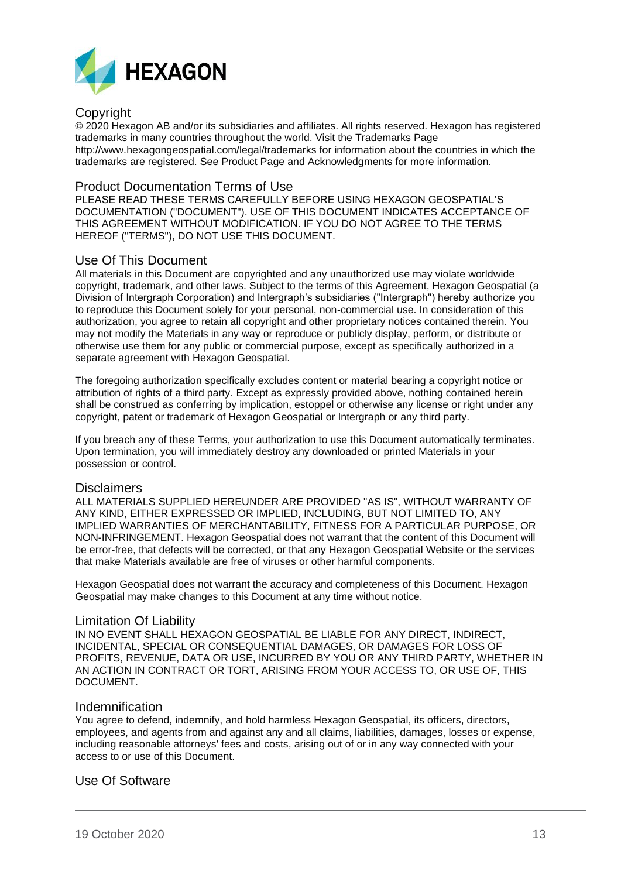## Copyright

© 2020 Hexagon AB and/or its subsidiaries and affiliates. All rights reserved. Hexagon has registered trademarks in many countries throughout the world. Visit the Trademarks Page http://www.hexagongeospatial.com/legal/trademarks for information about the countries in which the trademarks are registered. See Product Page and Acknowledgments for more information.

## Product Documentation Terms of Use

PLEASE READ THESE TERMS CAREFULLY BEFORE USING HEXAGON GEOSPATIAL'S DOCUMENTATION ("DOCUMENT"). USE OF THIS DOCUMENT INDICATES ACCEPTANCE OF THIS AGREEMENT WITHOUT MODIFICATION. IF YOU DO NOT AGREE TO THE TERMS HEREOF ("TERMS"), DO NOT USE THIS DOCUMENT.

## Use Of This Document

All materials in this Document are copyrighted and any unauthorized use may violate worldwide copyright, trademark, and other laws. Subject to the terms of this Agreement, Hexagon Geospatial (a Division of Intergraph Corporation) and Intergraph's subsidiaries ("Intergraph") hereby authorize you to reproduce this Document solely for your personal, non-commercial use. In consideration of this authorization, you agree to retain all copyright and other proprietary notices contained therein. You may not modify the Materials in any way or reproduce or publicly display, perform, or distribute or otherwise use them for any public or commercial purpose, except as specifically authorized in a separate agreement with Hexagon Geospatial.

The foregoing authorization specifically excludes content or material bearing a copyright notice or attribution of rights of a third party. Except as expressly provided above, nothing contained herein shall be construed as conferring by implication, estoppel or otherwise any license or right under any copyright, patent or trademark of Hexagon Geospatial or Intergraph or any third party.

If you breach any of these Terms, your authorization to use this Document automatically terminates. Upon termination, you will immediately destroy any downloaded or printed Materials in your possession or control.

## Disclaimers

ALL MATERIALS SUPPLIED HEREUNDER ARE PROVIDED "AS IS", WITHOUT WARRANTY OF ANY KIND, EITHER EXPRESSED OR IMPLIED, INCLUDING, BUT NOT LIMITED TO, ANY IMPLIED WARRANTIES OF MERCHANTABILITY, FITNESS FOR A PARTICULAR PURPOSE, OR NON-INFRINGEMENT. Hexagon Geospatial does not warrant that the content of this Document will be error-free, that defects will be corrected, or that any Hexagon Geospatial Website or the services that make Materials available are free of viruses or other harmful components.

Hexagon Geospatial does not warrant the accuracy and completeness of this Document. Hexagon Geospatial may make changes to this Document at any time without notice.

## Limitation Of Liability

IN NO EVENT SHALL HEXAGON GEOSPATIAL BE LIABLE FOR ANY DIRECT, INDIRECT, INCIDENTAL, SPECIAL OR CONSEQUENTIAL DAMAGES, OR DAMAGES FOR LOSS OF PROFITS, REVENUE, DATA OR USE, INCURRED BY YOU OR ANY THIRD PARTY, WHETHER IN AN ACTION IN CONTRACT OR TORT, ARISING FROM YOUR ACCESS TO, OR USE OF, THIS DOCUMENT.

## Indemnification

You agree to defend, indemnify, and hold harmless Hexagon Geospatial, its officers, directors, employees, and agents from and against any and all claims, liabilities, damages, losses or expense, including reasonable attorneys' fees and costs, arising out of or in any way connected with your access to or use of this Document.

## Use Of Software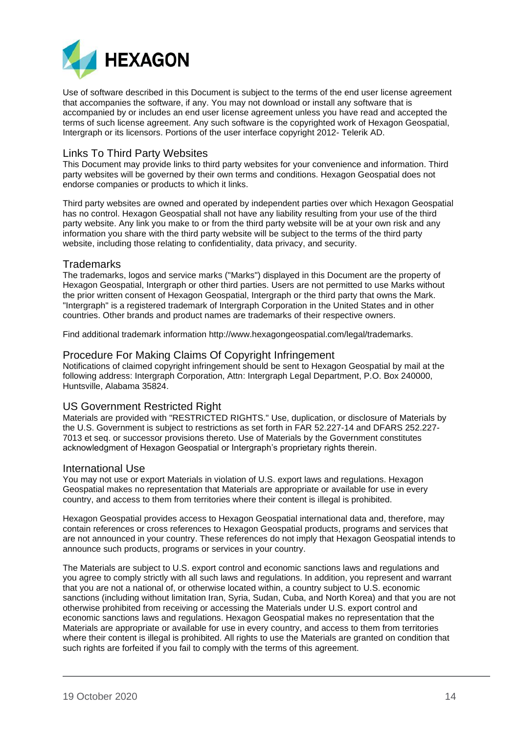Use of software described in this Document is subject to the terms of the end user license agreement that accompanies the software, if any. You may not download or install any software that is accompanied by or includes an end user license agreement unless you have read and accepted the terms of such license agreement. Any such software is the copyrighted work of Hexagon Geospatial, Intergraph or its licensors. Portions of the user interface copyright 2012- Telerik AD.

## Links To Third Party Websites

This Document may provide links to third party websites for your convenience and information. Third party websites will be governed by their own terms and conditions. Hexagon Geospatial does not endorse companies or products to which it links.

Third party websites are owned and operated by independent parties over which Hexagon Geospatial has no control. Hexagon Geospatial shall not have any liability resulting from your use of the third party website. Any link you make to or from the third party website will be at your own risk and any information you share with the third party website will be subject to the terms of the third party website, including those relating to confidentiality, data privacy, and security.

## Trademarks

The trademarks, logos and service marks ("Marks") displayed in this Document are the property of Hexagon Geospatial, Intergraph or other third parties. Users are not permitted to use Marks without the prior written consent of Hexagon Geospatial, Intergraph or the third party that owns the Mark. "Intergraph" is a registered trademark of Intergraph Corporation in the United States and in other countries. Other brands and product names are trademarks of their respective owners.

Find additional trademark information http://www.hexagongeospatial.com/legal/trademarks.

## Procedure For Making Claims Of Copyright Infringement

Notifications of claimed copyright infringement should be sent to Hexagon Geospatial by mail at the following address: Intergraph Corporation, Attn: Intergraph Legal Department, P.O. Box 240000, Huntsville, Alabama 35824.

## US Government Restricted Right

Materials are provided with "RESTRICTED RIGHTS." Use, duplication, or disclosure of Materials by the U.S. Government is subject to restrictions as set forth in FAR 52.227-14 and DFARS 252.227-7013 et seq. or successor provisions thereto. Use of Materials by the Government constitutes acknowledgment of Hexagon Geospatial or Intergraph's proprietary rights therein.

## International Use

You may not use or export Materials in violation of U.S. export laws and regulations. Hexagon Geospatial makes no representation that Materials are appropriate or available for use in every country, and access to them from territories where their content is illegal is prohibited.

Hexagon Geospatial provides access to Hexagon Geospatial international data and, therefore, may contain references or cross references to Hexagon Geospatial products, programs and services that are not announced in your country. These references do not imply that Hexagon Geospatial intends to announce such products, programs or services in your country.

The Materials are subject to U.S. export control and economic sanctions laws and regulations and you agree to comply strictly with all such laws and regulations. In addition, you represent and warrant that you are not a national of, or otherwise located within, a country subject to U.S. economic sanctions (including without limitation Iran, Syria, Sudan, Cuba, and North Korea) and that you are not otherwise prohibited from receiving or accessing the Materials under U.S. export control and economic sanctions laws and regulations. Hexagon Geospatial makes no representation that the Materials are appropriate or available for use in every country, and access to them from territories where their content is illegal is prohibited. All rights to use the Materials are granted on condition that such rights are forfeited if you fail to comply with the terms of this agreement.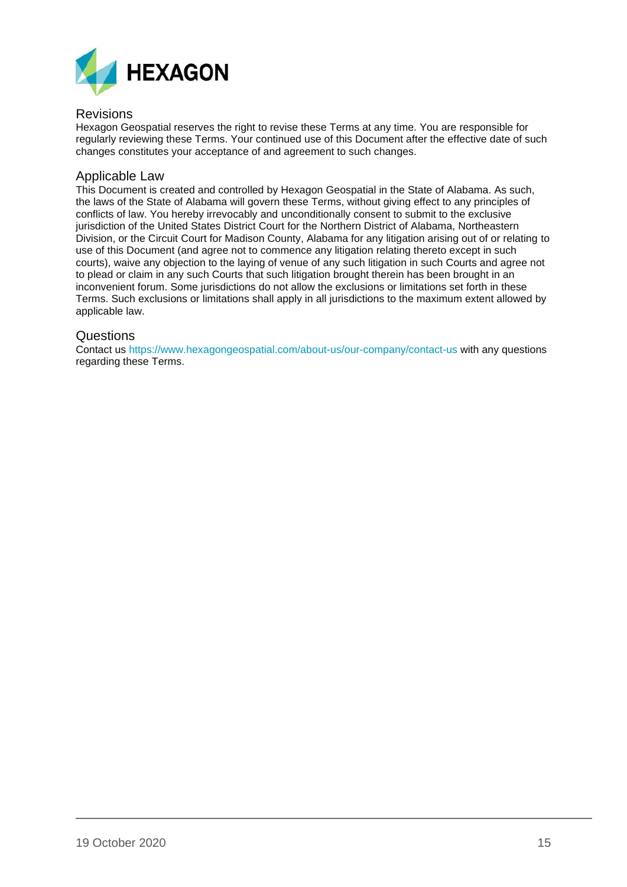## Revisions

Hexagon Geospatial reserves the right to revise these Terms at any time. You are responsible for regularly reviewing these Terms. Your continued use of this Document after the effective date of such changes constitutes your acceptance of and agreement to such changes.

## Applicable Law

This Document is created and controlled by Hexagon Geospatial in the State of Alabama. As such, the laws of the State of Alabama will govern these Terms, without giving effect to any principles of conflicts of law. You hereby irrevocably and unconditionally consent to submit to the exclusive jurisdiction of the United States District Court for the Northern District of Alabama, Northeastern Division, or the Circuit Court for Madison County, Alabama for any litigation arising out of or relating to use of this Document (and agree not to commence any litigation relating thereto except in such courts), waive any objection to the laying of venue of any such litigation in such Courts and agree not to plead or claim in any such Courts that such litigation brought therein has been brought in an inconvenient forum. Some jurisdictions do not allow the exclusions or limitations set forth in these Terms. Such exclusions or limitations shall apply in all jurisdictions to the maximum extent allowed by applicable law.

## Questions

Contact us https://www.hexagongeospatial.com/about-us/our-company/contact-us with any questions regarding these Terms.